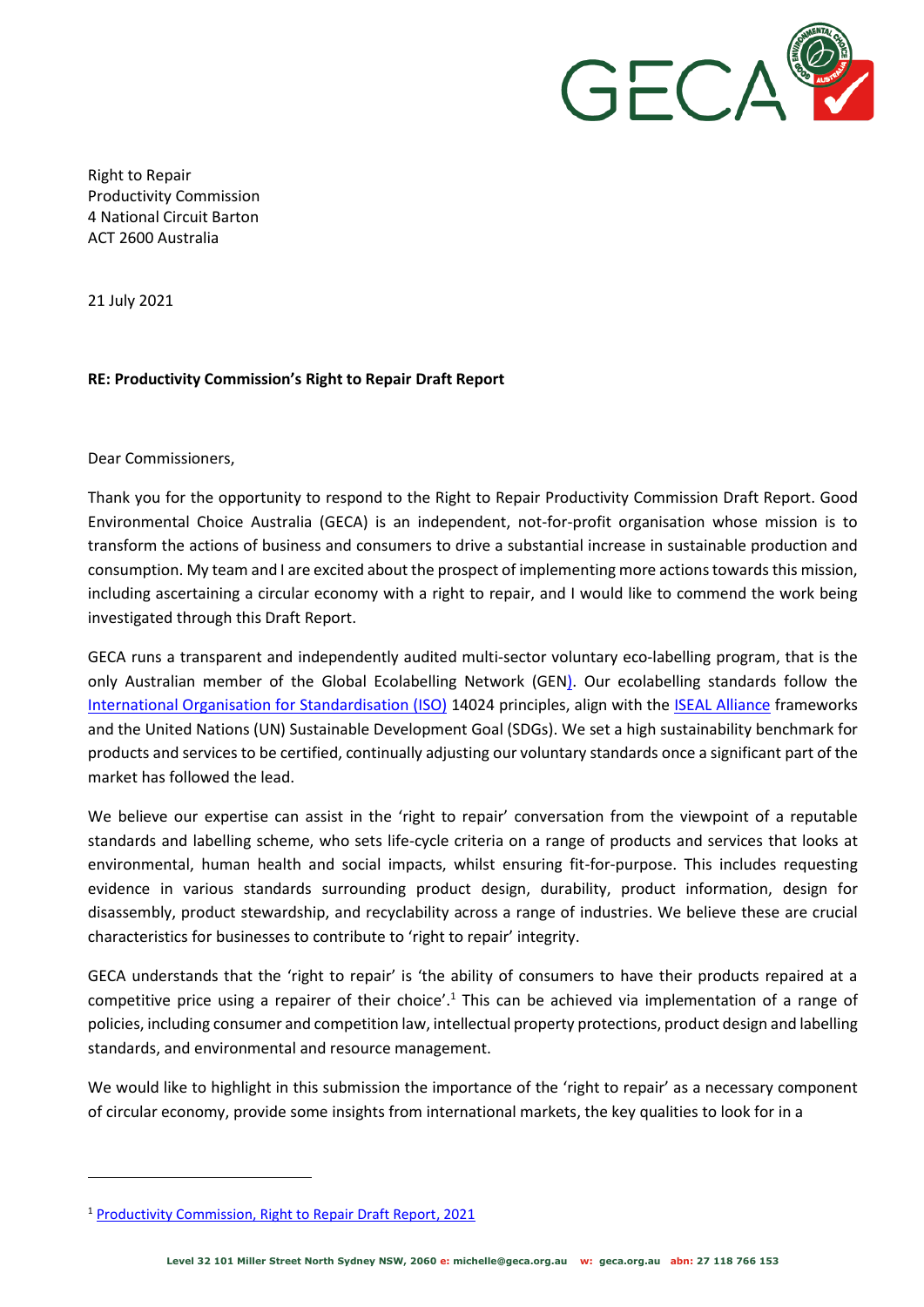Right to Repair
Productivity Commission
4 National Circuit Barton
ACT 2600 Australia

21 July 2021

**RE: Productivity Commission's Right to Repair Draft Report**

Dear Commissioners,

Thank you for the opportunity to respond to the Right to Repair Productivity Commission Draft Report. Good Environmental Choice Australia (GECA) is an independent, not-for-profit organisation whose mission is to transform the actions of business and consumers to drive a substantial increase in sustainable production and consumption. My team and I are excited about the prospect of implementing more actions towards this mission, including ascertaining a circular economy with a right to repair, and I would like to commend the work being investigated through this Draft Report.

GECA runs a transparent and independently audited multi-sector voluntary eco-labelling program, that is the only Australian member of the Global Ecolabelling Network (GEN). Our ecolabelling standards follow the International Organisation for Standardisation (ISO) 14024 principles, align with the ISEAL Alliance frameworks and the United Nations (UN) Sustainable Development Goal (SDGs). We set a high sustainability benchmark for products and services to be certified, continually adjusting our voluntary standards once a significant part of the market has followed the lead.

We believe our expertise can assist in the 'right to repair' conversation from the viewpoint of a reputable standards and labelling scheme, who sets life-cycle criteria on a range of products and services that looks at environmental, human health and social impacts, whilst ensuring fit-for-purpose. This includes requesting evidence in various standards surrounding product design, durability, product information, design for disassembly, product stewardship, and recyclability across a range of industries. We believe these are crucial characteristics for businesses to contribute to 'right to repair' integrity.

GECA understands that the 'right to repair' is 'the ability of consumers to have their products repaired at a competitive price using a repairer of their choice'.[1] This can be achieved via implementation of a range of policies, including consumer and competition law, intellectual property protections, product design and labelling standards, and environmental and resource management.

We would like to highlight in this submission the importance of the 'right to repair' as a necessary component of circular economy, provide some insights from international markets, the key qualities to look for in a

[1] Productivity Commission, Right to Repair Draft Report, 2021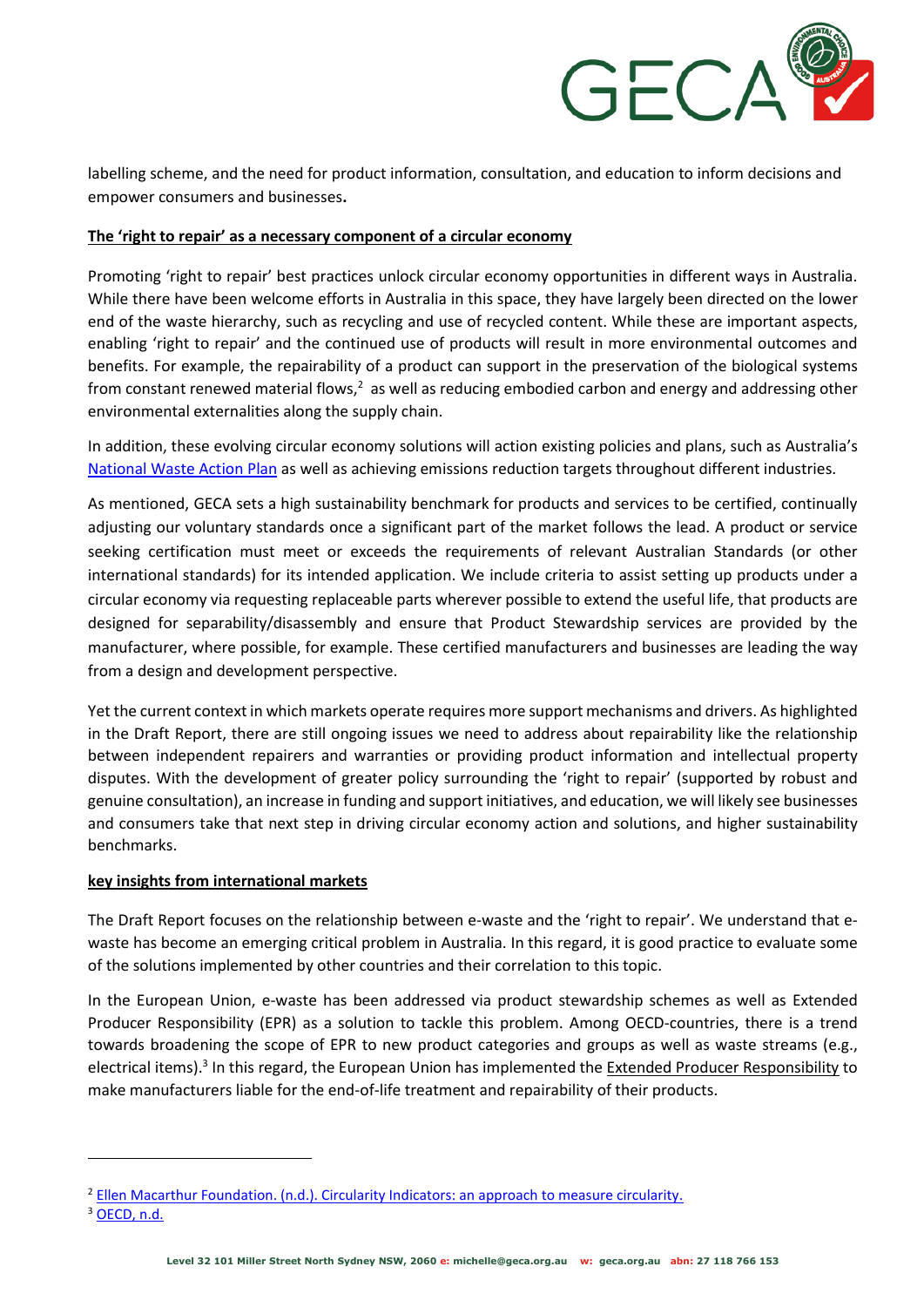labelling scheme, and the need for product information, consultation, and education to inform decisions and empower consumers and businesses.

## The 'right to repair' as a necessary component of a circular economy

Promoting 'right to repair' best practices unlock circular economy opportunities in different ways in Australia. While there have been welcome efforts in Australia in this space, they have largely been directed on the lower end of the waste hierarchy, such as recycling and use of recycled content. While these are important aspects, enabling 'right to repair' and the continued use of products will result in more environmental outcomes and benefits. For example, the repairability of a product can support in the preservation of the biological systems from constant renewed material flows,[2] as well as reducing embodied carbon and energy and addressing other environmental externalities along the supply chain.

In addition, these evolving circular economy solutions will action existing policies and plans, such as Australia's National Waste Action Plan as well as achieving emissions reduction targets throughout different industries.

As mentioned, GECA sets a high sustainability benchmark for products and services to be certified, continually adjusting our voluntary standards once a significant part of the market follows the lead. A product or service seeking certification must meet or exceeds the requirements of relevant Australian Standards (or other international standards) for its intended application. We include criteria to assist setting up products under a circular economy via requesting replaceable parts wherever possible to extend the useful life, that products are designed for separability/disassembly and ensure that Product Stewardship services are provided by the manufacturer, where possible, for example. These certified manufacturers and businesses are leading the way from a design and development perspective.

Yet the current context in which markets operate requires more support mechanisms and drivers. As highlighted in the Draft Report, there are still ongoing issues we need to address about repairability like the relationship between independent repairers and warranties or providing product information and intellectual property disputes. With the development of greater policy surrounding the 'right to repair' (supported by robust and genuine consultation), an increase in funding and support initiatives, and education, we will likely see businesses and consumers take that next step in driving circular economy action and solutions, and higher sustainability benchmarks.

## key insights from international markets

The Draft Report focuses on the relationship between e-waste and the 'right to repair'. We understand that e-waste has become an emerging critical problem in Australia. In this regard, it is good practice to evaluate some of the solutions implemented by other countries and their correlation to this topic.

In the European Union, e-waste has been addressed via product stewardship schemes as well as Extended Producer Responsibility (EPR) as a solution to tackle this problem. Among OECD-countries, there is a trend towards broadening the scope of EPR to new product categories and groups as well as waste streams (e.g., electrical items).[3] In this regard, the European Union has implemented the Extended Producer Responsibility to make manufacturers liable for the end-of-life treatment and repairability of their products.

---

[2] Ellen Macarthur Foundation. (n.d.). Circularity Indicators: an approach to measure circularity.

[3] OECD, n.d.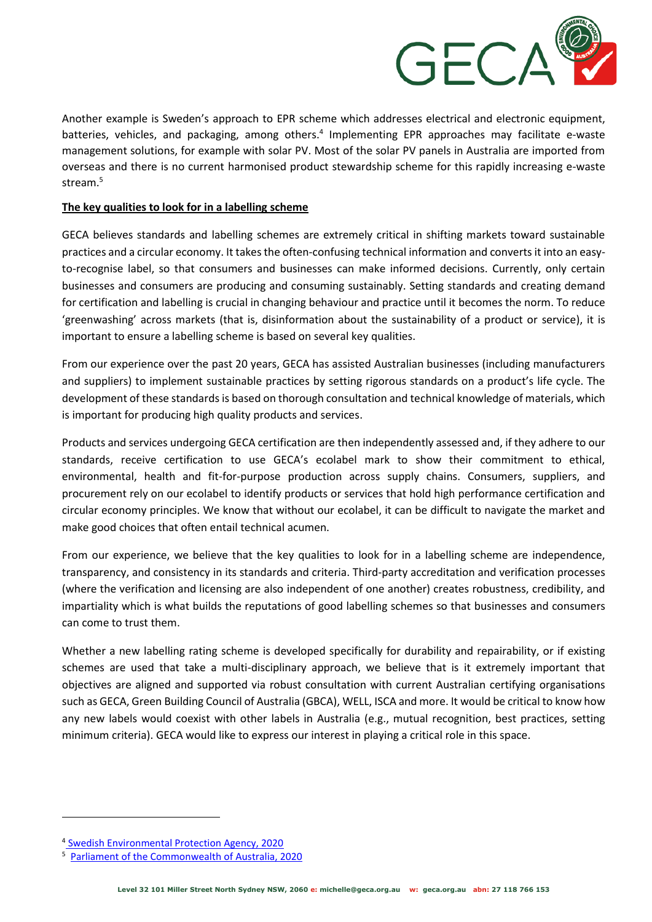Another example is Sweden's approach to EPR scheme which addresses electrical and electronic equipment, batteries, vehicles, and packaging, among others.[4] Implementing EPR approaches may facilitate e-waste management solutions, for example with solar PV. Most of the solar PV panels in Australia are imported from overseas and there is no current harmonised product stewardship scheme for this rapidly increasing e-waste stream.[5]

**The key qualities to look for in a labelling scheme**

GECA believes standards and labelling schemes are extremely critical in shifting markets toward sustainable practices and a circular economy. It takes the often-confusing technical information and converts it into an easy-to-recognise label, so that consumers and businesses can make informed decisions. Currently, only certain businesses and consumers are producing and consuming sustainably. Setting standards and creating demand for certification and labelling is crucial in changing behaviour and practice until it becomes the norm. To reduce 'greenwashing' across markets (that is, disinformation about the sustainability of a product or service), it is important to ensure a labelling scheme is based on several key qualities.

From our experience over the past 20 years, GECA has assisted Australian businesses (including manufacturers and suppliers) to implement sustainable practices by setting rigorous standards on a product's life cycle. The development of these standards is based on thorough consultation and technical knowledge of materials, which is important for producing high quality products and services.

Products and services undergoing GECA certification are then independently assessed and, if they adhere to our standards, receive certification to use GECA's ecolabel mark to show their commitment to ethical, environmental, health and fit-for-purpose production across supply chains. Consumers, suppliers, and procurement rely on our ecolabel to identify products or services that hold high performance certification and circular economy principles. We know that without our ecolabel, it can be difficult to navigate the market and make good choices that often entail technical acumen.

From our experience, we believe that the key qualities to look for in a labelling scheme are independence, transparency, and consistency in its standards and criteria. Third-party accreditation and verification processes (where the verification and licensing are also independent of one another) creates robustness, credibility, and impartiality which is what builds the reputations of good labelling schemes so that businesses and consumers can come to trust them.

Whether a new labelling rating scheme is developed specifically for durability and repairability, or if existing schemes are used that take a multi-disciplinary approach, we believe that is it extremely important that objectives are aligned and supported via robust consultation with current Australian certifying organisations such as GECA, Green Building Council of Australia (GBCA), WELL, ISCA and more. It would be critical to know how any new labels would coexist with other labels in Australia (e.g., mutual recognition, best practices, setting minimum criteria). GECA would like to express our interest in playing a critical role in this space.

---

[4] Swedish Environmental Protection Agency, 2020

[5] Parliament of the Commonwealth of Australia, 2020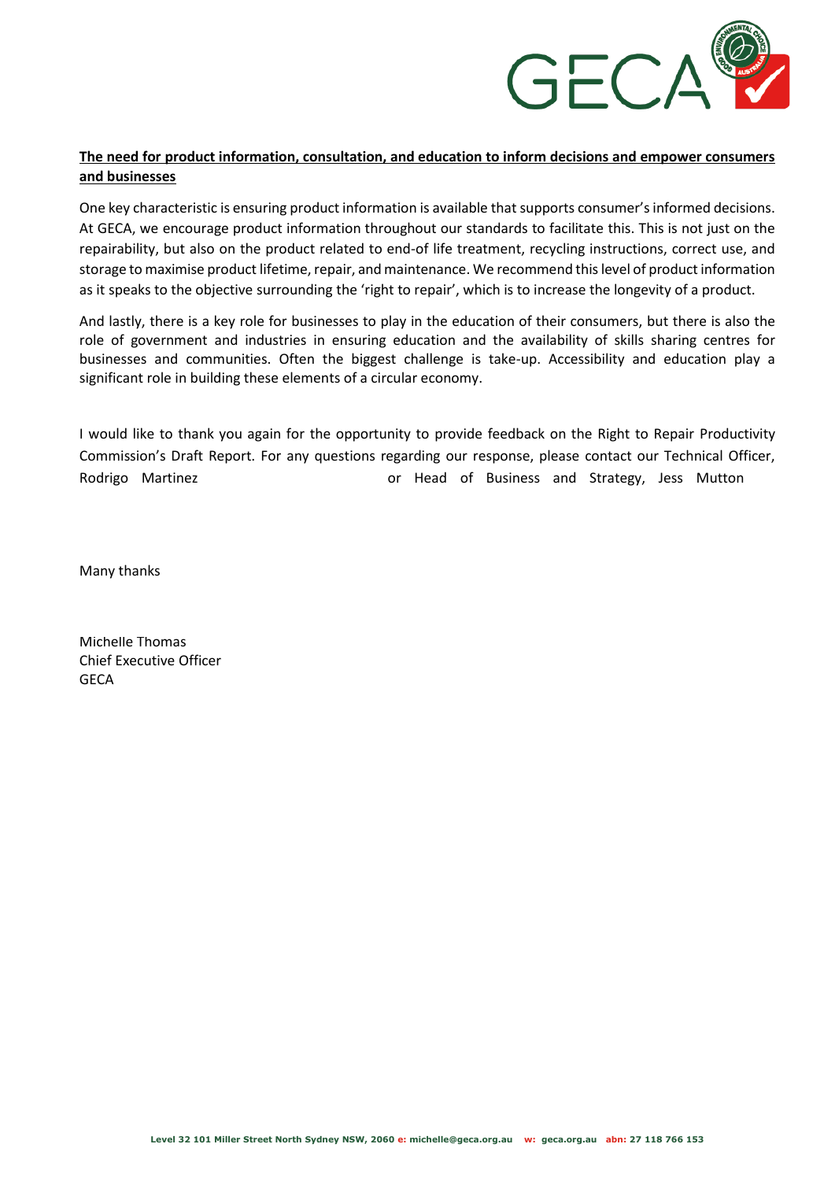**The need for product information, consultation, and education to inform decisions and empower consumers and businesses**

One key characteristic is ensuring product information is available that supports consumer's informed decisions. At GECA, we encourage product information throughout our standards to facilitate this. This is not just on the repairability, but also on the product related to end-of life treatment, recycling instructions, correct use, and storage to maximise product lifetime, repair, and maintenance. We recommend this level of product information as it speaks to the objective surrounding the 'right to repair', which is to increase the longevity of a product.

And lastly, there is a key role for businesses to play in the education of their consumers, but there is also the role of government and industries in ensuring education and the availability of skills sharing centres for businesses and communities. Often the biggest challenge is take-up. Accessibility and education play a significant role in building these elements of a circular economy.

I would like to thank you again for the opportunity to provide feedback on the Right to Repair Productivity Commission's Draft Report. For any questions regarding our response, please contact our Technical Officer, Rodrigo Martinez or Head of Business and Strategy, Jess Mutton

Many thanks

Michelle Thomas
Chief Executive Officer
GECA

Level 32 101 Miller Street North Sydney NSW, 2060 e: michelle@geca.org.au w: geca.org.au abn: 27 118 766 153